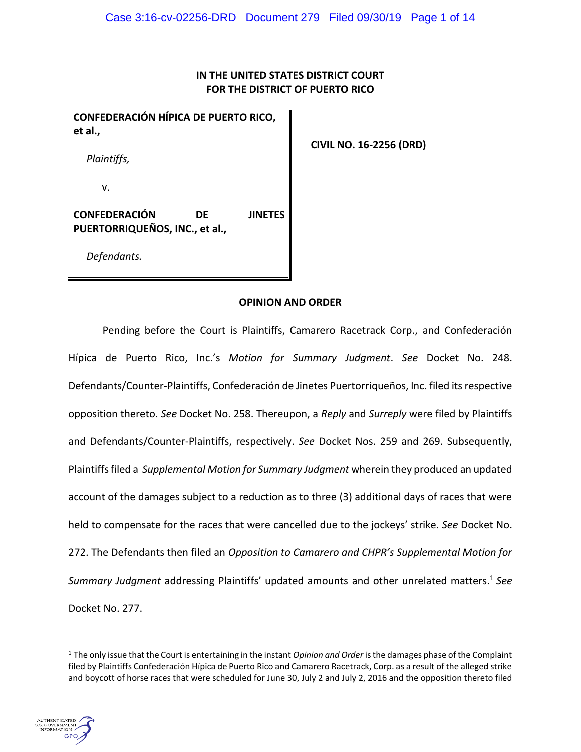**IN THE UNITED STATES DISTRICT COURT**
**FOR THE DISTRICT OF PUERTO RICO**

**CONFEDERACIÓN HÍPICA DE PUERTO RICO, et al.,**

*Plaintiffs,*

v.

**CONFEDERACIÓN DE JINETES PUERTORRIQUEÑOS, INC., et al.,**

*Defendants.*

**CIVIL NO. 16-2256 (DRD)**

**OPINION AND ORDER**

Pending before the Court is Plaintiffs, Camarero Racetrack Corp., and Confederación Hípica de Puerto Rico, Inc.'s *Motion for Summary Judgment*. *See* Docket No. 248. Defendants/Counter-Plaintiffs, Confederación de Jinetes Puertorriqueños, Inc. filed its respective opposition thereto. *See* Docket No. 258. Thereupon, a *Reply* and *Surreply* were filed by Plaintiffs and Defendants/Counter-Plaintiffs, respectively. *See* Docket Nos. 259 and 269. Subsequently, Plaintiffs filed a *Supplemental Motion for Summary Judgment* wherein they produced an updated account of the damages subject to a reduction as to three (3) additional days of races that were held to compensate for the races that were cancelled due to the jockeys' strike. *See* Docket No. 272. The Defendants then filed an *Opposition to Camarero and CHPR's Supplemental Motion for Summary Judgment* addressing Plaintiffs' updated amounts and other unrelated matters.[1] *See* Docket No. 277.

[1] The only issue that the Court is entertaining in the instant *Opinion and Order* is the damages phase of the Complaint filed by Plaintiffs Confederación Hípica de Puerto Rico and Camarero Racetrack, Corp. as a result of the alleged strike and boycott of horse races that were scheduled for June 30, July 2 and July 2, 2016 and the opposition thereto filed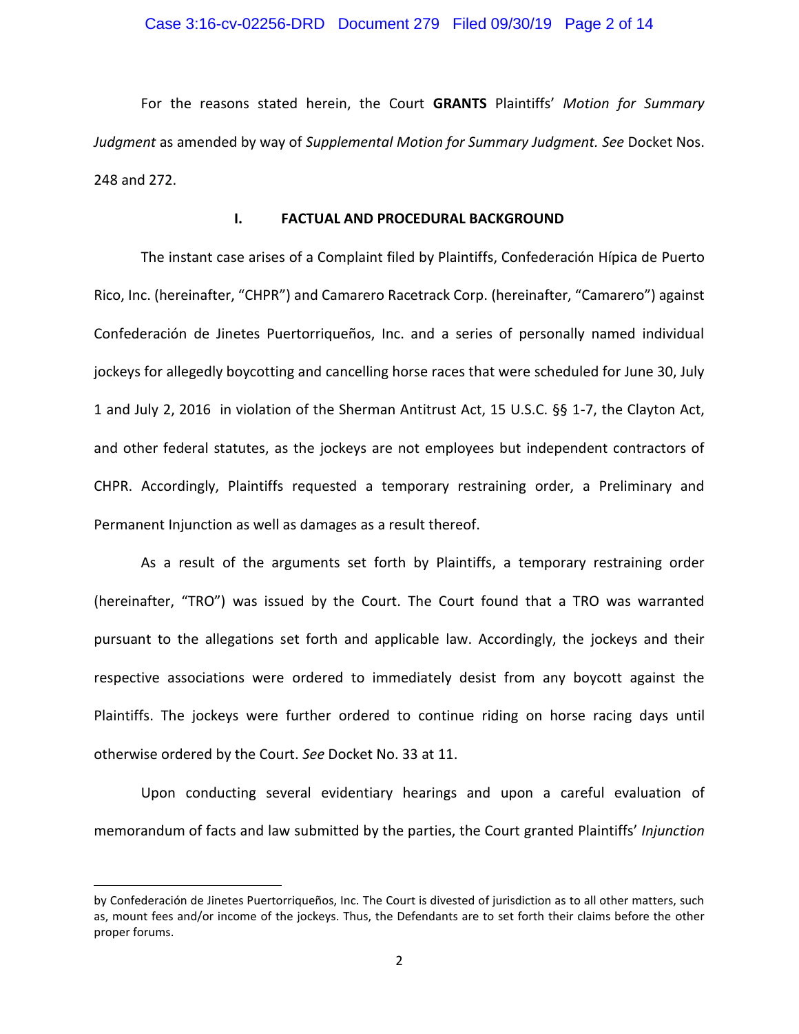For the reasons stated herein, the Court **GRANTS** Plaintiffs' *Motion for Summary Judgment* as amended by way of *Supplemental Motion for Summary Judgment. See* Docket Nos. 248 and 272.

## I. FACTUAL AND PROCEDURAL BACKGROUND

The instant case arises of a Complaint filed by Plaintiffs, Confederación Hípica de Puerto Rico, Inc. (hereinafter, "CHPR") and Camarero Racetrack Corp. (hereinafter, "Camarero") against Confederación de Jinetes Puertorriqueños, Inc. and a series of personally named individual jockeys for allegedly boycotting and cancelling horse races that were scheduled for June 30, July 1 and July 2, 2016 in violation of the Sherman Antitrust Act, 15 U.S.C. §§ 1-7, the Clayton Act, and other federal statutes, as the jockeys are not employees but independent contractors of CHPR. Accordingly, Plaintiffs requested a temporary restraining order, a Preliminary and Permanent Injunction as well as damages as a result thereof.

As a result of the arguments set forth by Plaintiffs, a temporary restraining order (hereinafter, "TRO") was issued by the Court. The Court found that a TRO was warranted pursuant to the allegations set forth and applicable law. Accordingly, the jockeys and their respective associations were ordered to immediately desist from any boycott against the Plaintiffs. The jockeys were further ordered to continue riding on horse racing days until otherwise ordered by the Court. *See* Docket No. 33 at 11.

Upon conducting several evidentiary hearings and upon a careful evaluation of memorandum of facts and law submitted by the parties, the Court granted Plaintiffs' *Injunction*

---

by Confederación de Jinetes Puertorriqueños, Inc. The Court is divested of jurisdiction as to all other matters, such as, mount fees and/or income of the jockeys. Thus, the Defendants are to set forth their claims before the other proper forums.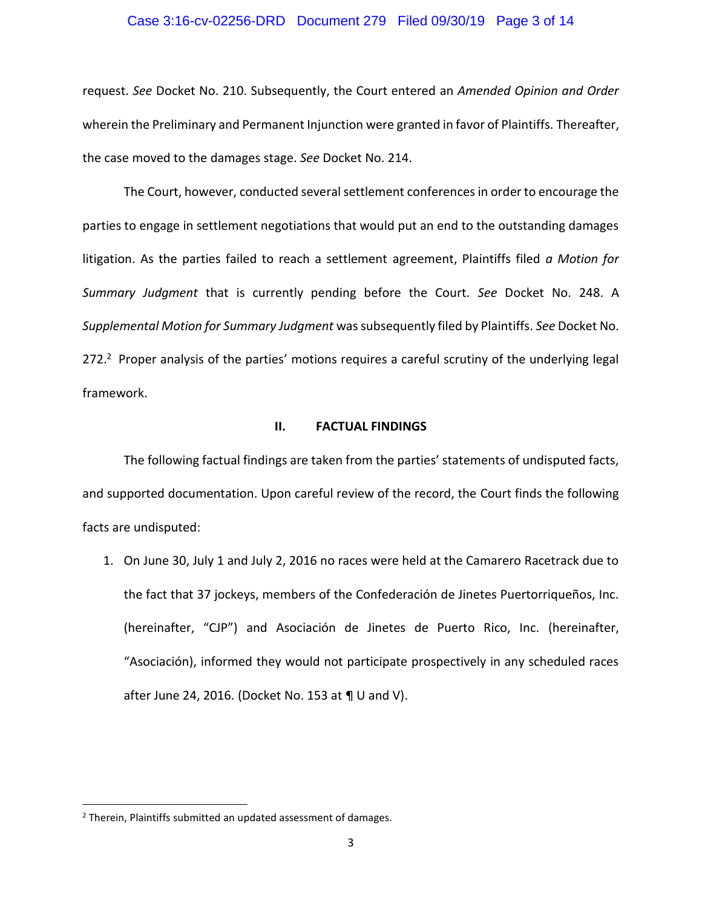request. *See* Docket No. 210. Subsequently, the Court entered an *Amended Opinion and Order* wherein the Preliminary and Permanent Injunction were granted in favor of Plaintiffs. Thereafter, the case moved to the damages stage. *See* Docket No. 214.

The Court, however, conducted several settlement conferences in order to encourage the parties to engage in settlement negotiations that would put an end to the outstanding damages litigation. As the parties failed to reach a settlement agreement, Plaintiffs filed *a Motion for Summary Judgment* that is currently pending before the Court. *See* Docket No. 248. A *Supplemental Motion for Summary Judgment* was subsequently filed by Plaintiffs. *See* Docket No. 272.[2] Proper analysis of the parties' motions requires a careful scrutiny of the underlying legal framework.

## II. FACTUAL FINDINGS

The following factual findings are taken from the parties' statements of undisputed facts, and supported documentation. Upon careful review of the record, the Court finds the following facts are undisputed:

1. On June 30, July 1 and July 2, 2016 no races were held at the Camarero Racetrack due to the fact that 37 jockeys, members of the Confederación de Jinetes Puertorriqueños, Inc. (hereinafter, "CJP") and Asociación de Jinetes de Puerto Rico, Inc. (hereinafter, "Asociación), informed they would not participate prospectively in any scheduled races after June 24, 2016. (Docket No. 153 at ¶ U and V).

---

[2] Therein, Plaintiffs submitted an updated assessment of damages.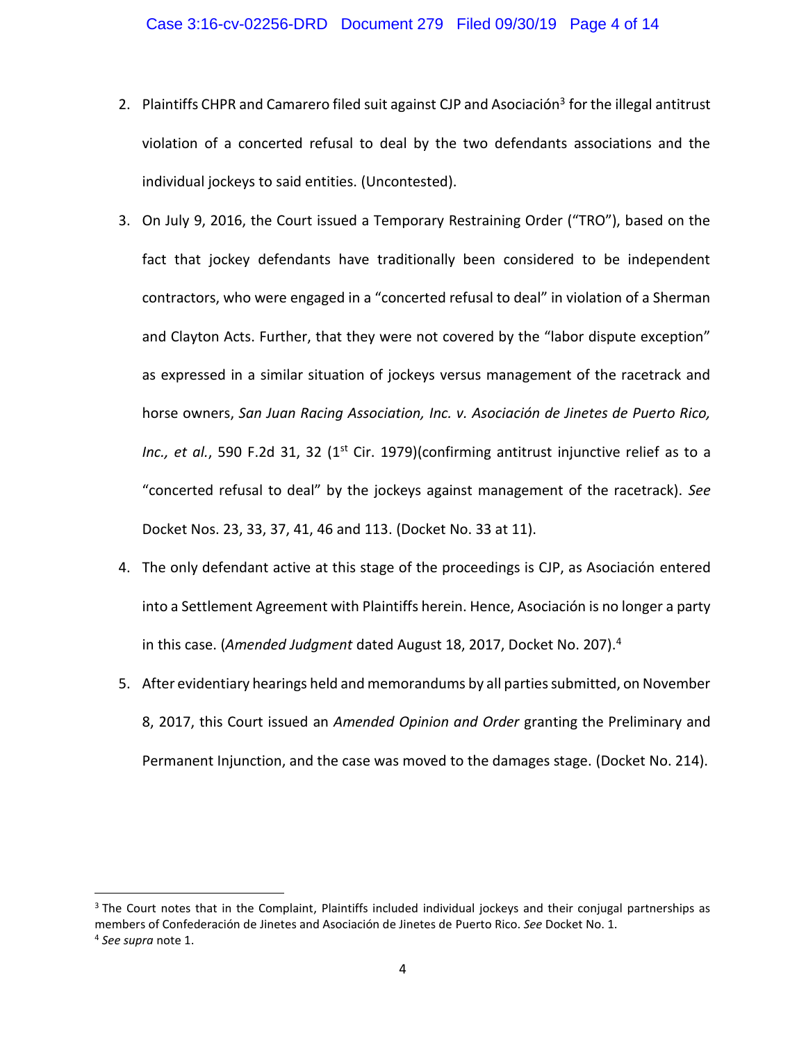2. Plaintiffs CHPR and Camarero filed suit against CJP and Asociación[3] for the illegal antitrust violation of a concerted refusal to deal by the two defendants associations and the individual jockeys to said entities. (Uncontested).

3. On July 9, 2016, the Court issued a Temporary Restraining Order ("TRO"), based on the fact that jockey defendants have traditionally been considered to be independent contractors, who were engaged in a "concerted refusal to deal" in violation of a Sherman and Clayton Acts. Further, that they were not covered by the "labor dispute exception" as expressed in a similar situation of jockeys versus management of the racetrack and horse owners, *San Juan Racing Association, Inc. v. Asociación de Jinetes de Puerto Rico, Inc., et al.*, 590 F.2d 31, 32 (1st Cir. 1979)(confirming antitrust injunctive relief as to a "concerted refusal to deal" by the jockeys against management of the racetrack). *See* Docket Nos. 23, 33, 37, 41, 46 and 113. (Docket No. 33 at 11).

4. The only defendant active at this stage of the proceedings is CJP, as Asociación entered into a Settlement Agreement with Plaintiffs herein. Hence, Asociación is no longer a party in this case. (*Amended Judgment* dated August 18, 2017, Docket No. 207).[4]

5. After evidentiary hearings held and memorandums by all parties submitted, on November 8, 2017, this Court issued an *Amended Opinion and Order* granting the Preliminary and Permanent Injunction, and the case was moved to the damages stage. (Docket No. 214).

---

[3] The Court notes that in the Complaint, Plaintiffs included individual jockeys and their conjugal partnerships as members of Confederación de Jinetes and Asociación de Jinetes de Puerto Rico. *See* Docket No. 1.

[4] *See supra* note 1.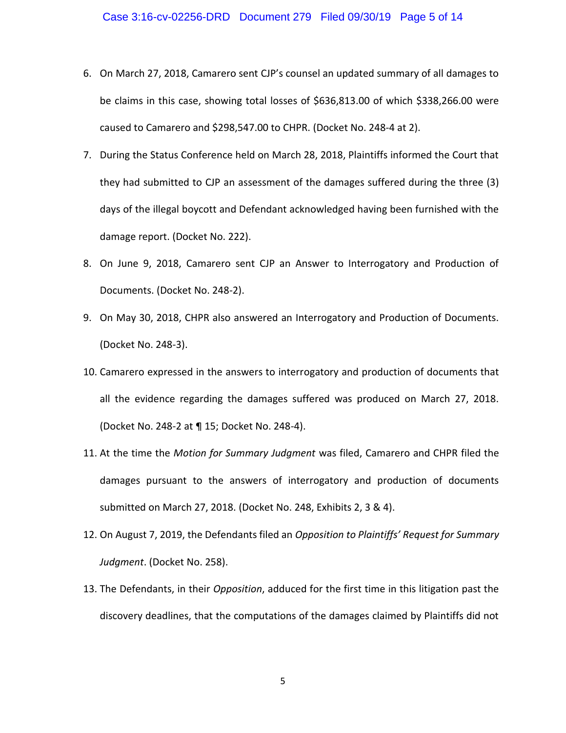6. On March 27, 2018, Camarero sent CJP's counsel an updated summary of all damages to be claims in this case, showing total losses of $636,813.00 of which $338,266.00 were caused to Camarero and $298,547.00 to CHPR. (Docket No. 248-4 at 2).

7. During the Status Conference held on March 28, 2018, Plaintiffs informed the Court that they had submitted to CJP an assessment of the damages suffered during the three (3) days of the illegal boycott and Defendant acknowledged having been furnished with the damage report. (Docket No. 222).

8. On June 9, 2018, Camarero sent CJP an Answer to Interrogatory and Production of Documents. (Docket No. 248-2).

9. On May 30, 2018, CHPR also answered an Interrogatory and Production of Documents. (Docket No. 248-3).

10. Camarero expressed in the answers to interrogatory and production of documents that all the evidence regarding the damages suffered was produced on March 27, 2018. (Docket No. 248-2 at ¶ 15; Docket No. 248-4).

11. At the time the *Motion for Summary Judgment* was filed, Camarero and CHPR filed the damages pursuant to the answers of interrogatory and production of documents submitted on March 27, 2018. (Docket No. 248, Exhibits 2, 3 & 4).

12. On August 7, 2019, the Defendants filed an *Opposition to Plaintiffs' Request for Summary Judgment*. (Docket No. 258).

13. The Defendants, in their *Opposition*, adduced for the first time in this litigation past the discovery deadlines, that the computations of the damages claimed by Plaintiffs did not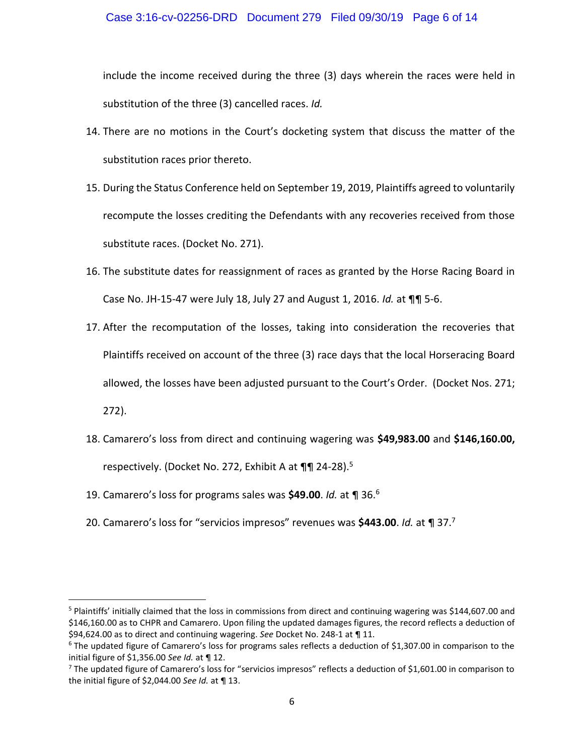include the income received during the three (3) days wherein the races were held in substitution of the three (3) cancelled races. *Id.*

14. There are no motions in the Court's docketing system that discuss the matter of the substitution races prior thereto.

15. During the Status Conference held on September 19, 2019, Plaintiffs agreed to voluntarily recompute the losses crediting the Defendants with any recoveries received from those substitute races. (Docket No. 271).

16. The substitute dates for reassignment of races as granted by the Horse Racing Board in Case No. JH-15-47 were July 18, July 27 and August 1, 2016. *Id.* at ¶¶ 5-6.

17. After the recomputation of the losses, taking into consideration the recoveries that Plaintiffs received on account of the three (3) race days that the local Horseracing Board allowed, the losses have been adjusted pursuant to the Court's Order. (Docket Nos. 271; 272).

18. Camarero's loss from direct and continuing wagering was **$49,983.00** and **$146,160.00,** respectively. (Docket No. 272, Exhibit A at ¶¶ 24-28).[5]

19. Camarero's loss for programs sales was **$49.00**. *Id.* at ¶ 36.[6]

20. Camarero's loss for "servicios impresos" revenues was **$443.00**. *Id.* at ¶ 37.[7]

---

[5] Plaintiffs' initially claimed that the loss in commissions from direct and continuing wagering was $144,607.00 and $146,160.00 as to CHPR and Camarero. Upon filing the updated damages figures, the record reflects a deduction of $94,624.00 as to direct and continuing wagering. *See* Docket No. 248-1 at ¶ 11.

[6] The updated figure of Camarero's loss for programs sales reflects a deduction of $1,307.00 in comparison to the initial figure of $1,356.00 *See Id.* at ¶ 12.

[7] The updated figure of Camarero's loss for "servicios impresos" reflects a deduction of $1,601.00 in comparison to the initial figure of $2,044.00 *See Id.* at ¶ 13.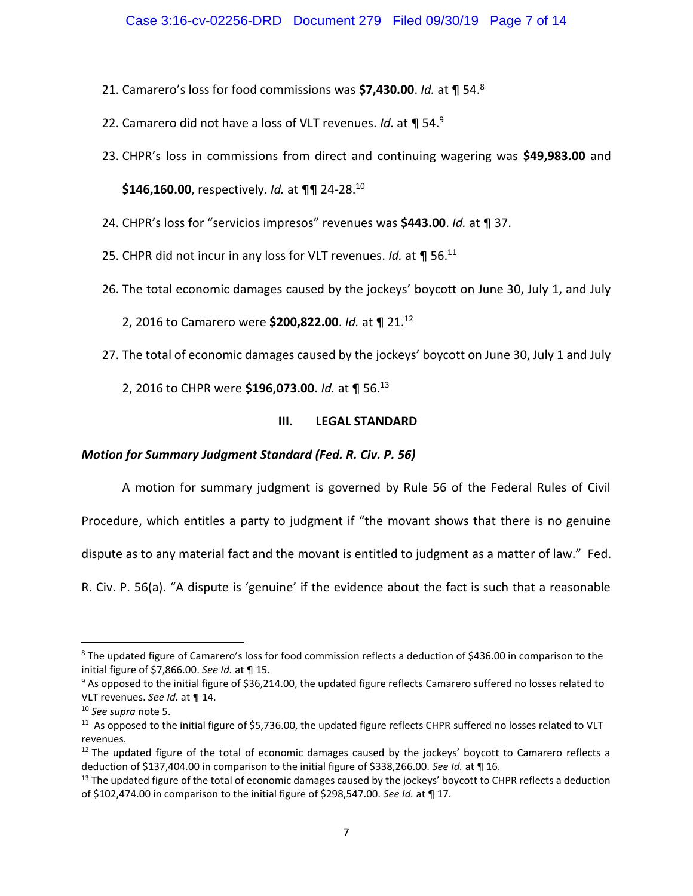21. Camarero's loss for food commissions was **$7,430.00**. *Id.* at ¶ 54.[8]

22. Camarero did not have a loss of VLT revenues. *Id.* at ¶ 54.[9]

23. CHPR's loss in commissions from direct and continuing wagering was **$49,983.00** and **$146,160.00**, respectively. *Id.* at ¶¶ 24-28.[10]

24. CHPR's loss for "servicios impresos" revenues was **$443.00**. *Id.* at ¶ 37.

25. CHPR did not incur in any loss for VLT revenues. *Id.* at ¶ 56.[11]

26. The total economic damages caused by the jockeys' boycott on June 30, July 1, and July 2, 2016 to Camarero were **$200,822.00**. *Id.* at ¶ 21.[12]

27. The total of economic damages caused by the jockeys' boycott on June 30, July 1 and July 2, 2016 to CHPR were **$196,073.00.** *Id.* at ¶ 56.[13]

## III. LEGAL STANDARD

***Motion for Summary Judgment Standard (Fed. R. Civ. P. 56)***

A motion for summary judgment is governed by Rule 56 of the Federal Rules of Civil Procedure, which entitles a party to judgment if "the movant shows that there is no genuine dispute as to any material fact and the movant is entitled to judgment as a matter of law." Fed. R. Civ. P. 56(a). "A dispute is 'genuine' if the evidence about the fact is such that a reasonable

---

[8] The updated figure of Camarero's loss for food commission reflects a deduction of $436.00 in comparison to the initial figure of $7,866.00. *See Id.* at ¶ 15.

[9] As opposed to the initial figure of $36,214.00, the updated figure reflects Camarero suffered no losses related to VLT revenues. *See Id.* at ¶ 14.

[10] *See supra* note 5.

[11] As opposed to the initial figure of $5,736.00, the updated figure reflects CHPR suffered no losses related to VLT revenues.

[12] The updated figure of the total of economic damages caused by the jockeys' boycott to Camarero reflects a deduction of $137,404.00 in comparison to the initial figure of $338,266.00. *See Id.* at ¶ 16.

[13] The updated figure of the total of economic damages caused by the jockeys' boycott to CHPR reflects a deduction of $102,474.00 in comparison to the initial figure of $298,547.00. *See Id.* at ¶ 17.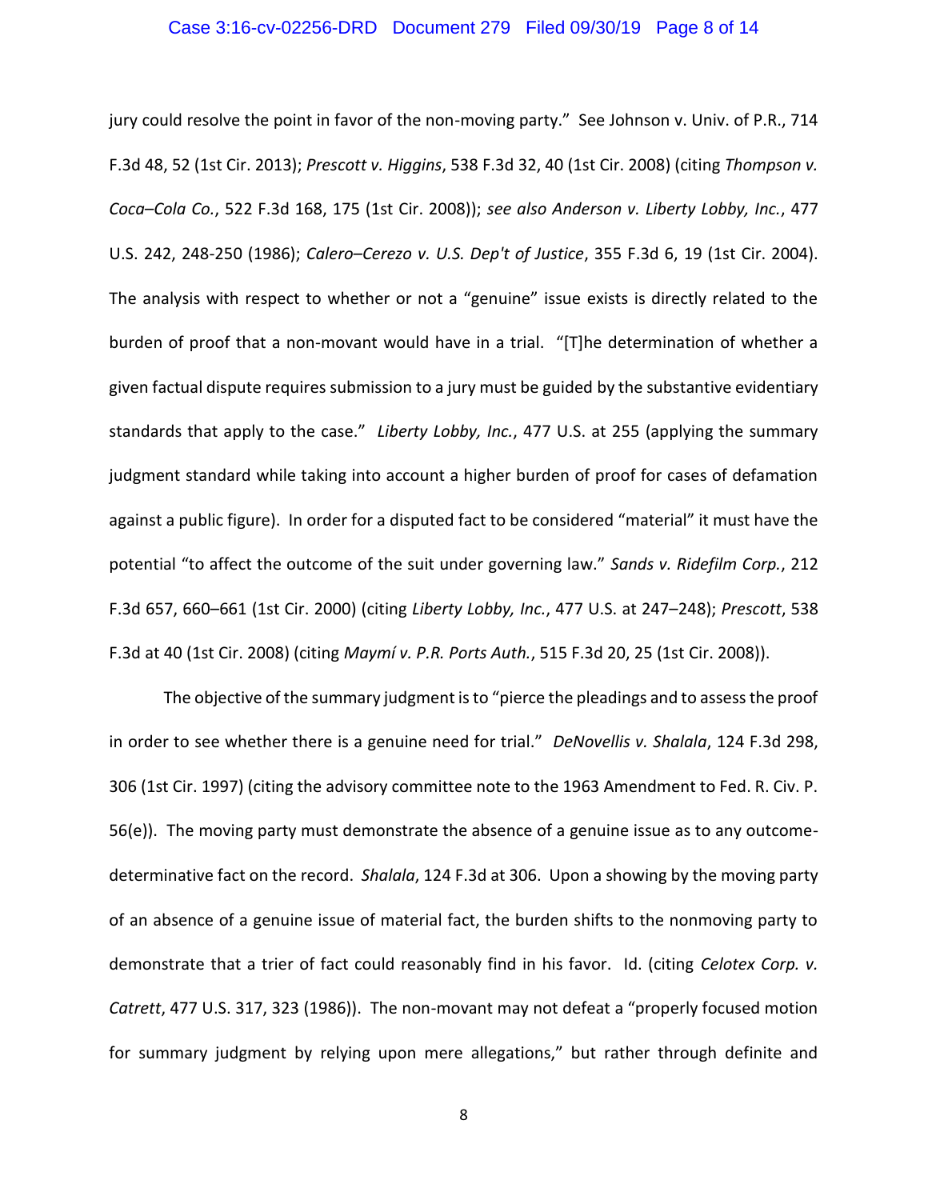jury could resolve the point in favor of the non-moving party." See Johnson v. Univ. of P.R., 714 F.3d 48, 52 (1st Cir. 2013); *Prescott v. Higgins*, 538 F.3d 32, 40 (1st Cir. 2008) (citing *Thompson v. Coca–Cola Co.*, 522 F.3d 168, 175 (1st Cir. 2008)); *see also Anderson v. Liberty Lobby, Inc.*, 477 U.S. 242, 248-250 (1986); *Calero–Cerezo v. U.S. Dep't of Justice*, 355 F.3d 6, 19 (1st Cir. 2004). The analysis with respect to whether or not a "genuine" issue exists is directly related to the burden of proof that a non-movant would have in a trial. "[T]he determination of whether a given factual dispute requires submission to a jury must be guided by the substantive evidentiary standards that apply to the case." *Liberty Lobby, Inc.*, 477 U.S. at 255 (applying the summary judgment standard while taking into account a higher burden of proof for cases of defamation against a public figure). In order for a disputed fact to be considered "material" it must have the potential "to affect the outcome of the suit under governing law." *Sands v. Ridefilm Corp.*, 212 F.3d 657, 660–661 (1st Cir. 2000) (citing *Liberty Lobby, Inc.*, 477 U.S. at 247–248); *Prescott*, 538 F.3d at 40 (1st Cir. 2008) (citing *Maymí v. P.R. Ports Auth.*, 515 F.3d 20, 25 (1st Cir. 2008)).

The objective of the summary judgment is to "pierce the pleadings and to assess the proof in order to see whether there is a genuine need for trial." *DeNovellis v. Shalala*, 124 F.3d 298, 306 (1st Cir. 1997) (citing the advisory committee note to the 1963 Amendment to Fed. R. Civ. P. 56(e)). The moving party must demonstrate the absence of a genuine issue as to any outcome-determinative fact on the record. *Shalala*, 124 F.3d at 306. Upon a showing by the moving party of an absence of a genuine issue of material fact, the burden shifts to the nonmoving party to demonstrate that a trier of fact could reasonably find in his favor. Id. (citing *Celotex Corp. v. Catrett*, 477 U.S. 317, 323 (1986)). The non-movant may not defeat a "properly focused motion for summary judgment by relying upon mere allegations," but rather through definite and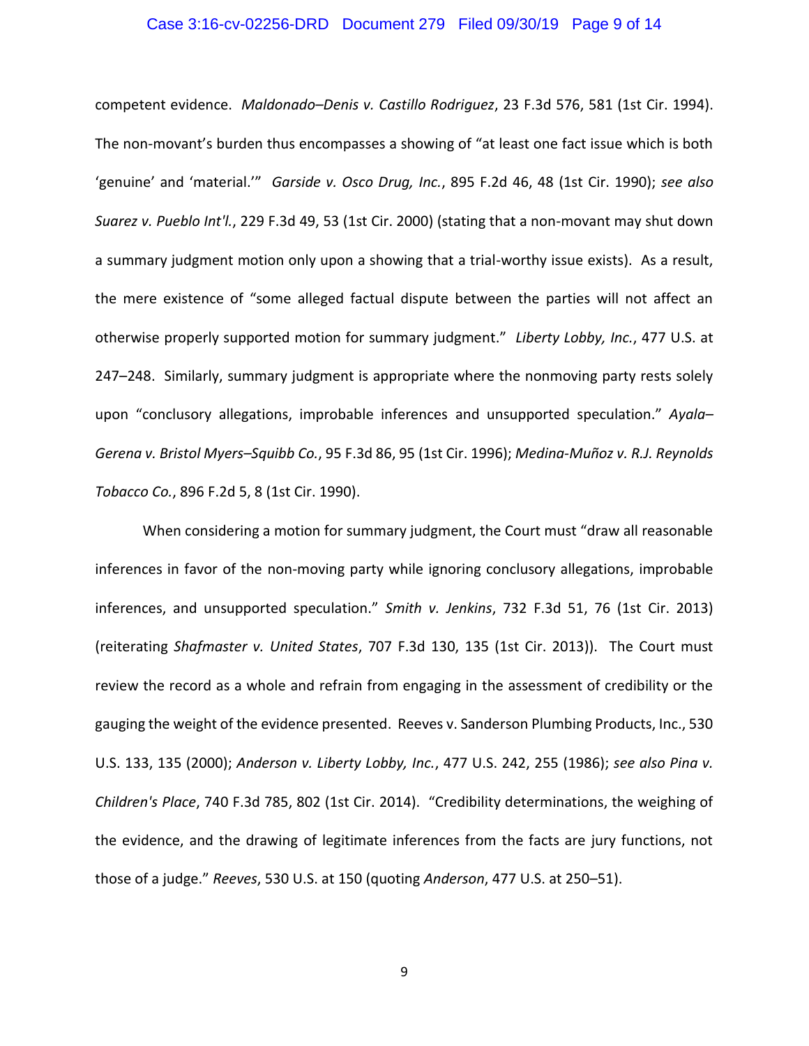competent evidence. *Maldonado–Denis v. Castillo Rodriguez*, 23 F.3d 576, 581 (1st Cir. 1994). The non-movant's burden thus encompasses a showing of "at least one fact issue which is both 'genuine' and 'material.'" *Garside v. Osco Drug, Inc.*, 895 F.2d 46, 48 (1st Cir. 1990); *see also Suarez v. Pueblo Int'l.*, 229 F.3d 49, 53 (1st Cir. 2000) (stating that a non-movant may shut down a summary judgment motion only upon a showing that a trial-worthy issue exists). As a result, the mere existence of "some alleged factual dispute between the parties will not affect an otherwise properly supported motion for summary judgment." *Liberty Lobby, Inc.*, 477 U.S. at 247–248. Similarly, summary judgment is appropriate where the nonmoving party rests solely upon "conclusory allegations, improbable inferences and unsupported speculation." *Ayala–Gerena v. Bristol Myers–Squibb Co.*, 95 F.3d 86, 95 (1st Cir. 1996); *Medina-Muñoz v. R.J. Reynolds Tobacco Co.*, 896 F.2d 5, 8 (1st Cir. 1990).

When considering a motion for summary judgment, the Court must "draw all reasonable inferences in favor of the non-moving party while ignoring conclusory allegations, improbable inferences, and unsupported speculation." *Smith v. Jenkins*, 732 F.3d 51, 76 (1st Cir. 2013) (reiterating *Shafmaster v. United States*, 707 F.3d 130, 135 (1st Cir. 2013)). The Court must review the record as a whole and refrain from engaging in the assessment of credibility or the gauging the weight of the evidence presented. Reeves v. Sanderson Plumbing Products, Inc., 530 U.S. 133, 135 (2000); *Anderson v. Liberty Lobby, Inc.*, 477 U.S. 242, 255 (1986); *see also Pina v. Children's Place*, 740 F.3d 785, 802 (1st Cir. 2014). "Credibility determinations, the weighing of the evidence, and the drawing of legitimate inferences from the facts are jury functions, not those of a judge." *Reeves*, 530 U.S. at 150 (quoting *Anderson*, 477 U.S. at 250–51).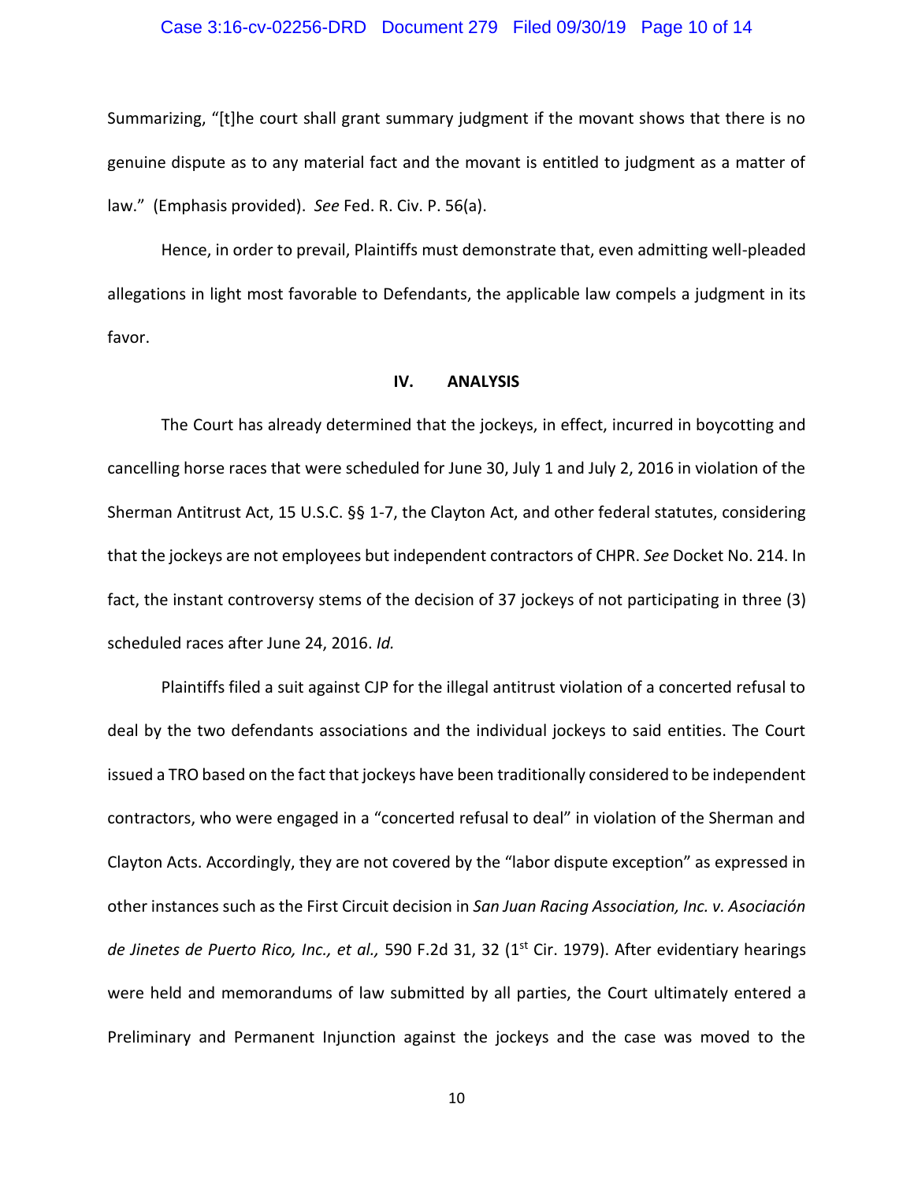Summarizing, "[t]he court shall grant summary judgment if the movant shows that there is no genuine dispute as to any material fact and the movant is entitled to judgment as a matter of law." (Emphasis provided). *See* Fed. R. Civ. P. 56(a).

Hence, in order to prevail, Plaintiffs must demonstrate that, even admitting well-pleaded allegations in light most favorable to Defendants, the applicable law compels a judgment in its favor.

## IV. ANALYSIS

The Court has already determined that the jockeys, in effect, incurred in boycotting and cancelling horse races that were scheduled for June 30, July 1 and July 2, 2016 in violation of the Sherman Antitrust Act, 15 U.S.C. §§ 1-7, the Clayton Act, and other federal statutes, considering that the jockeys are not employees but independent contractors of CHPR. *See* Docket No. 214. In fact, the instant controversy stems of the decision of 37 jockeys of not participating in three (3) scheduled races after June 24, 2016. *Id.*

Plaintiffs filed a suit against CJP for the illegal antitrust violation of a concerted refusal to deal by the two defendants associations and the individual jockeys to said entities. The Court issued a TRO based on the fact that jockeys have been traditionally considered to be independent contractors, who were engaged in a "concerted refusal to deal" in violation of the Sherman and Clayton Acts. Accordingly, they are not covered by the "labor dispute exception" as expressed in other instances such as the First Circuit decision in *San Juan Racing Association, Inc. v. Asociación de Jinetes de Puerto Rico, Inc., et al.,* 590 F.2d 31, 32 (1st Cir. 1979). After evidentiary hearings were held and memorandums of law submitted by all parties, the Court ultimately entered a Preliminary and Permanent Injunction against the jockeys and the case was moved to the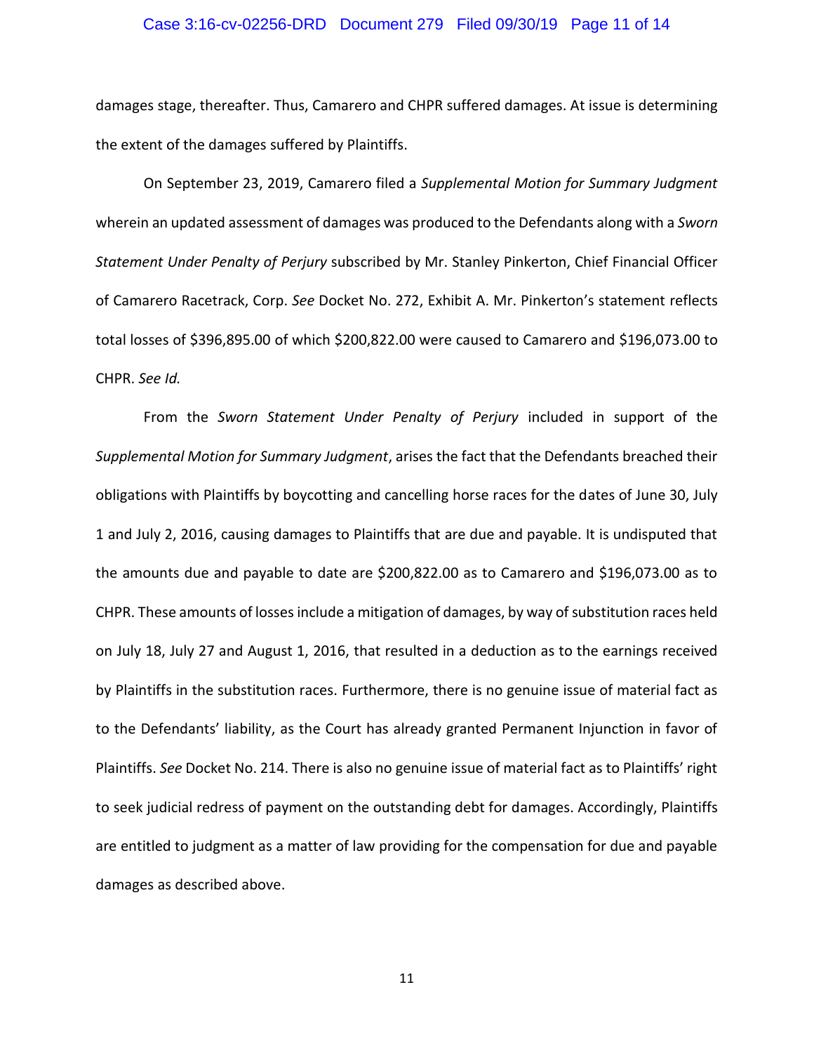damages stage, thereafter. Thus, Camarero and CHPR suffered damages. At issue is determining the extent of the damages suffered by Plaintiffs.

On September 23, 2019, Camarero filed a *Supplemental Motion for Summary Judgment* wherein an updated assessment of damages was produced to the Defendants along with a *Sworn Statement Under Penalty of Perjury* subscribed by Mr. Stanley Pinkerton, Chief Financial Officer of Camarero Racetrack, Corp. *See* Docket No. 272, Exhibit A. Mr. Pinkerton's statement reflects total losses of $396,895.00 of which $200,822.00 were caused to Camarero and $196,073.00 to CHPR. *See Id.*

From the *Sworn Statement Under Penalty of Perjury* included in support of the *Supplemental Motion for Summary Judgment*, arises the fact that the Defendants breached their obligations with Plaintiffs by boycotting and cancelling horse races for the dates of June 30, July 1 and July 2, 2016, causing damages to Plaintiffs that are due and payable. It is undisputed that the amounts due and payable to date are $200,822.00 as to Camarero and $196,073.00 as to CHPR. These amounts of losses include a mitigation of damages, by way of substitution races held on July 18, July 27 and August 1, 2016, that resulted in a deduction as to the earnings received by Plaintiffs in the substitution races. Furthermore, there is no genuine issue of material fact as to the Defendants' liability, as the Court has already granted Permanent Injunction in favor of Plaintiffs. *See* Docket No. 214. There is also no genuine issue of material fact as to Plaintiffs' right to seek judicial redress of payment on the outstanding debt for damages. Accordingly, Plaintiffs are entitled to judgment as a matter of law providing for the compensation for due and payable damages as described above.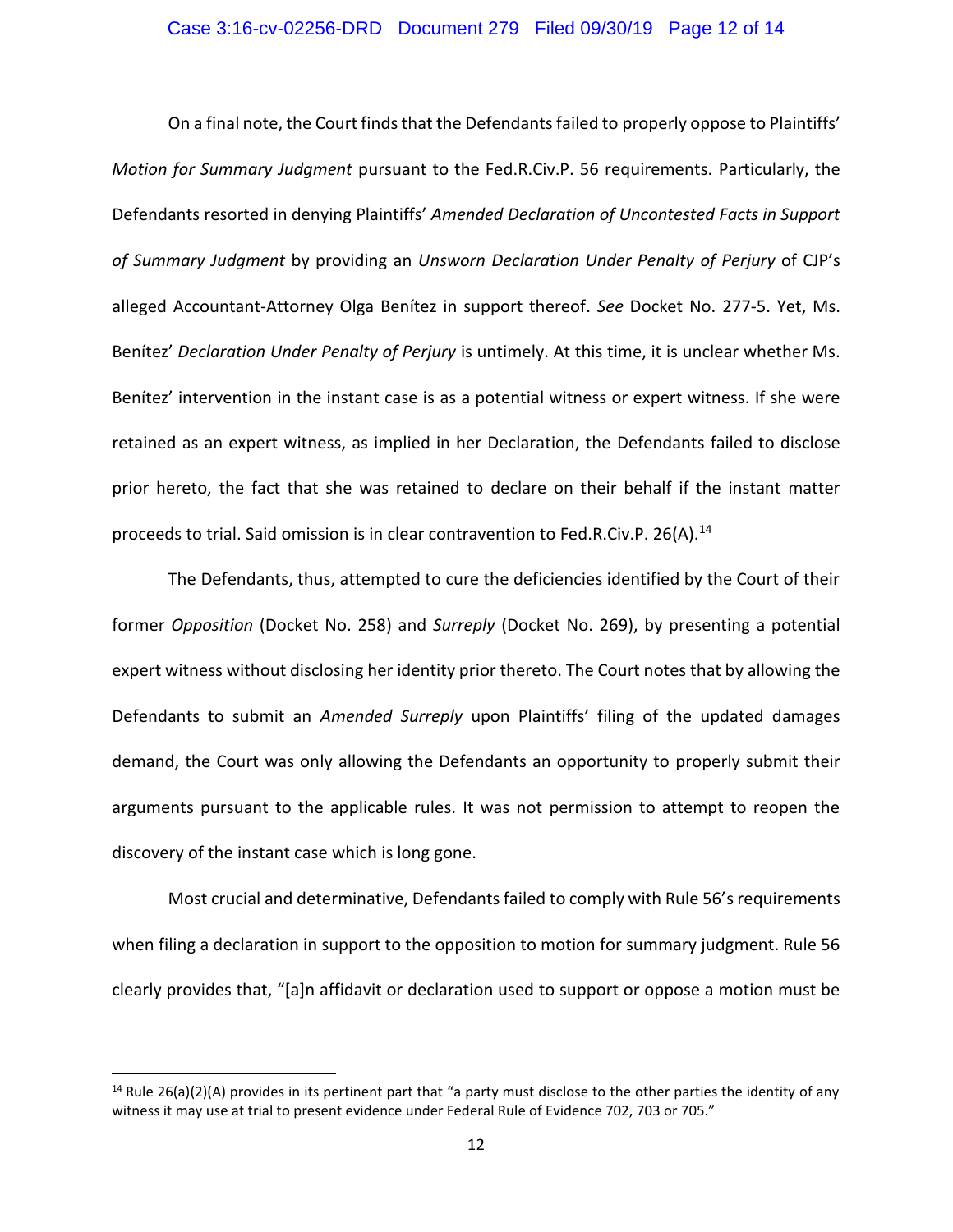On a final note, the Court finds that the Defendants failed to properly oppose to Plaintiffs' *Motion for Summary Judgment* pursuant to the Fed.R.Civ.P. 56 requirements. Particularly, the Defendants resorted in denying Plaintiffs' *Amended Declaration of Uncontested Facts in Support of Summary Judgment* by providing an *Unsworn Declaration Under Penalty of Perjury* of CJP's alleged Accountant-Attorney Olga Benítez in support thereof. *See* Docket No. 277-5. Yet, Ms. Benítez' *Declaration Under Penalty of Perjury* is untimely. At this time, it is unclear whether Ms. Benítez' intervention in the instant case is as a potential witness or expert witness. If she were retained as an expert witness, as implied in her Declaration, the Defendants failed to disclose prior hereto, the fact that she was retained to declare on their behalf if the instant matter proceeds to trial. Said omission is in clear contravention to Fed.R.Civ.P. 26(A).[14]

The Defendants, thus, attempted to cure the deficiencies identified by the Court of their former *Opposition* (Docket No. 258) and *Surreply* (Docket No. 269), by presenting a potential expert witness without disclosing her identity prior thereto. The Court notes that by allowing the Defendants to submit an *Amended Surreply* upon Plaintiffs' filing of the updated damages demand, the Court was only allowing the Defendants an opportunity to properly submit their arguments pursuant to the applicable rules. It was not permission to attempt to reopen the discovery of the instant case which is long gone.

Most crucial and determinative, Defendants failed to comply with Rule 56's requirements when filing a declaration in support to the opposition to motion for summary judgment. Rule 56 clearly provides that, "[a]n affidavit or declaration used to support or oppose a motion must be

---

[14] Rule 26(a)(2)(A) provides in its pertinent part that "a party must disclose to the other parties the identity of any witness it may use at trial to present evidence under Federal Rule of Evidence 702, 703 or 705."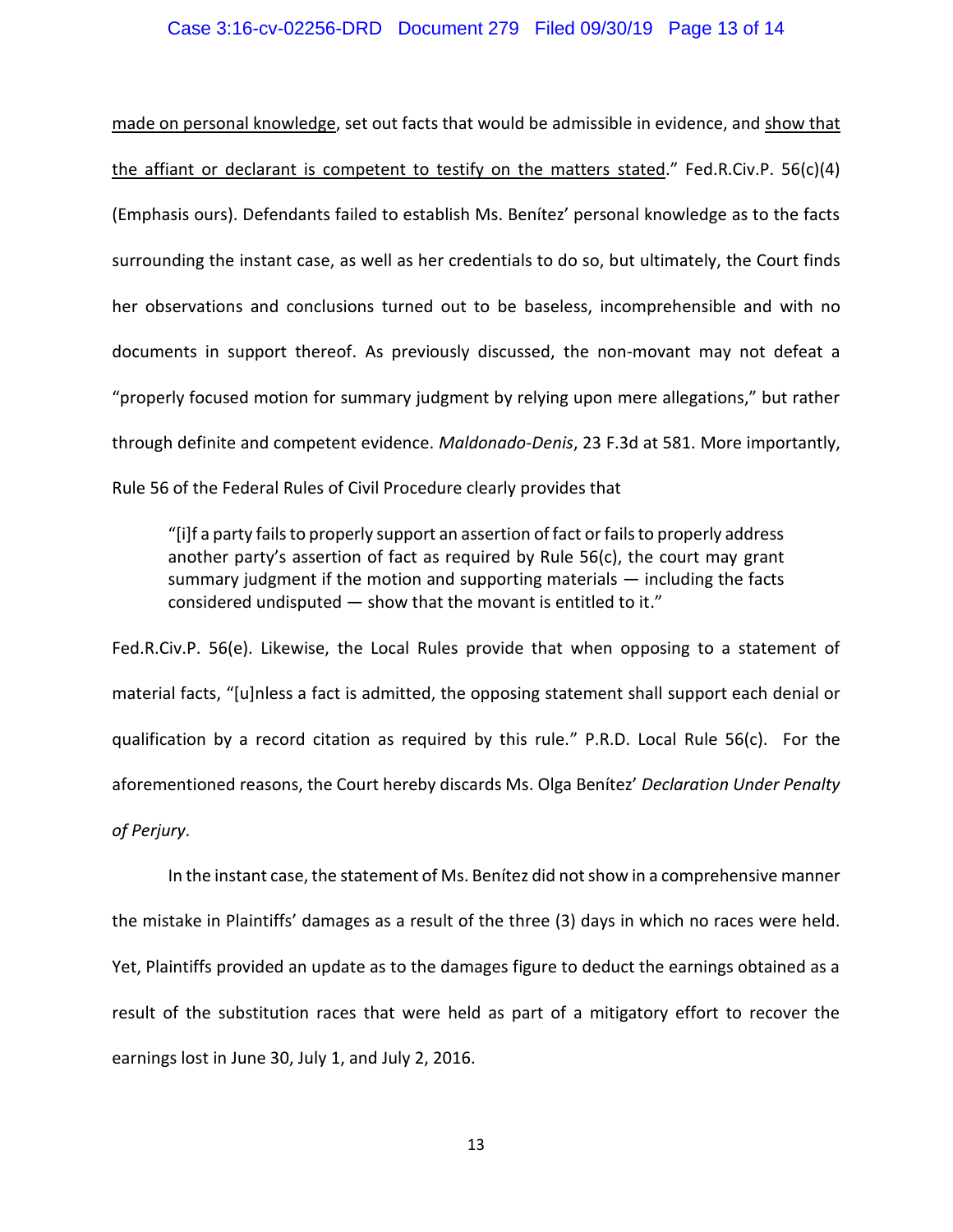made on personal knowledge, set out facts that would be admissible in evidence, and show that the affiant or declarant is competent to testify on the matters stated." Fed.R.Civ.P. 56(c)(4) (Emphasis ours). Defendants failed to establish Ms. Benítez' personal knowledge as to the facts surrounding the instant case, as well as her credentials to do so, but ultimately, the Court finds her observations and conclusions turned out to be baseless, incomprehensible and with no documents in support thereof. As previously discussed, the non-movant may not defeat a "properly focused motion for summary judgment by relying upon mere allegations," but rather through definite and competent evidence. *Maldonado-Denis*, 23 F.3d at 581. More importantly, Rule 56 of the Federal Rules of Civil Procedure clearly provides that

> "[i]f a party fails to properly support an assertion of fact or fails to properly address another party's assertion of fact as required by Rule 56(c), the court may grant summary judgment if the motion and supporting materials — including the facts considered undisputed — show that the movant is entitled to it."

Fed.R.Civ.P. 56(e). Likewise, the Local Rules provide that when opposing to a statement of material facts, "[u]nless a fact is admitted, the opposing statement shall support each denial or qualification by a record citation as required by this rule." P.R.D. Local Rule 56(c). For the aforementioned reasons, the Court hereby discards Ms. Olga Benítez' *Declaration Under Penalty of Perjury*.

In the instant case, the statement of Ms. Benítez did not show in a comprehensive manner the mistake in Plaintiffs' damages as a result of the three (3) days in which no races were held. Yet, Plaintiffs provided an update as to the damages figure to deduct the earnings obtained as a result of the substitution races that were held as part of a mitigatory effort to recover the earnings lost in June 30, July 1, and July 2, 2016.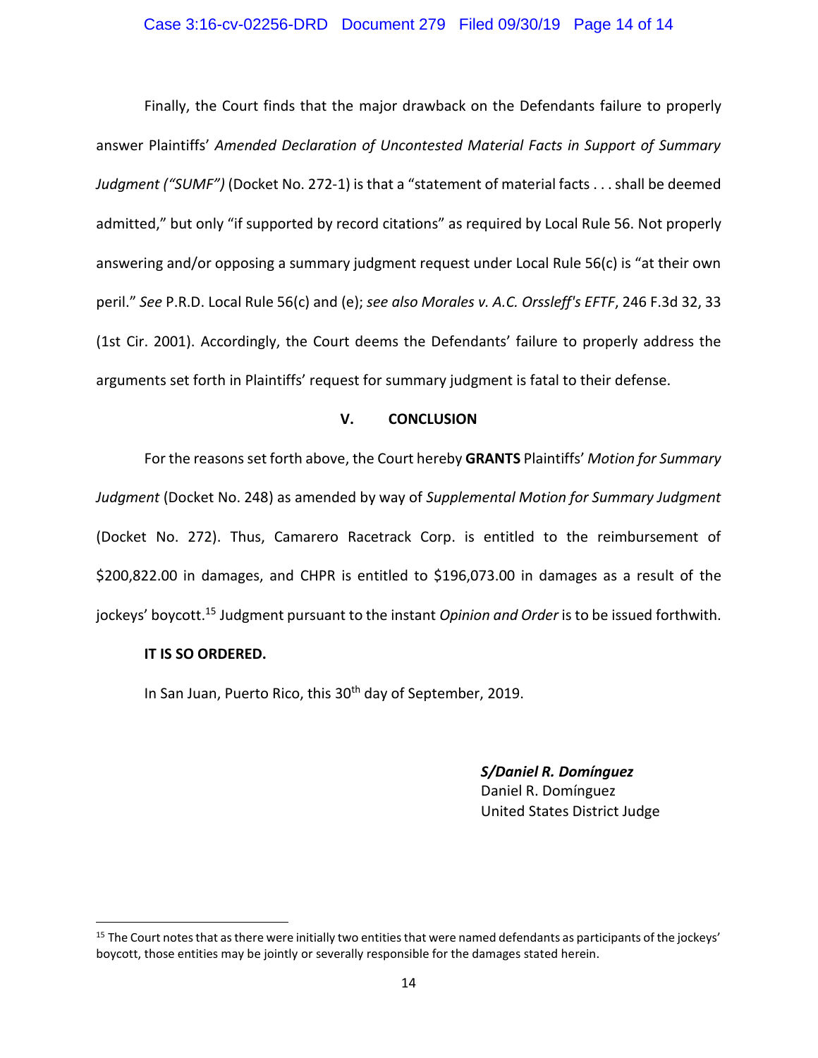Finally, the Court finds that the major drawback on the Defendants failure to properly answer Plaintiffs' *Amended Declaration of Uncontested Material Facts in Support of Summary Judgment ("SUMF")* (Docket No. 272-1) is that a "statement of material facts . . . shall be deemed admitted," but only "if supported by record citations" as required by Local Rule 56. Not properly answering and/or opposing a summary judgment request under Local Rule 56(c) is "at their own peril." *See* P.R.D. Local Rule 56(c) and (e); *see also Morales v. A.C. Orssleff's EFTF*, 246 F.3d 32, 33 (1st Cir. 2001). Accordingly, the Court deems the Defendants' failure to properly address the arguments set forth in Plaintiffs' request for summary judgment is fatal to their defense.

## V. CONCLUSION

For the reasons set forth above, the Court hereby **GRANTS** Plaintiffs' *Motion for Summary Judgment* (Docket No. 248) as amended by way of *Supplemental Motion for Summary Judgment* (Docket No. 272). Thus, Camarero Racetrack Corp. is entitled to the reimbursement of $200,822.00 in damages, and CHPR is entitled to $196,073.00 in damages as a result of the jockeys' boycott.[15] Judgment pursuant to the instant *Opinion and Order* is to be issued forthwith.

**IT IS SO ORDERED.**

In San Juan, Puerto Rico, this 30th day of September, 2019.

***S/Daniel R. Domínguez***
Daniel R. Domínguez
United States District Judge

---

[15] The Court notes that as there were initially two entities that were named defendants as participants of the jockeys' boycott, those entities may be jointly or severally responsible for the damages stated herein.